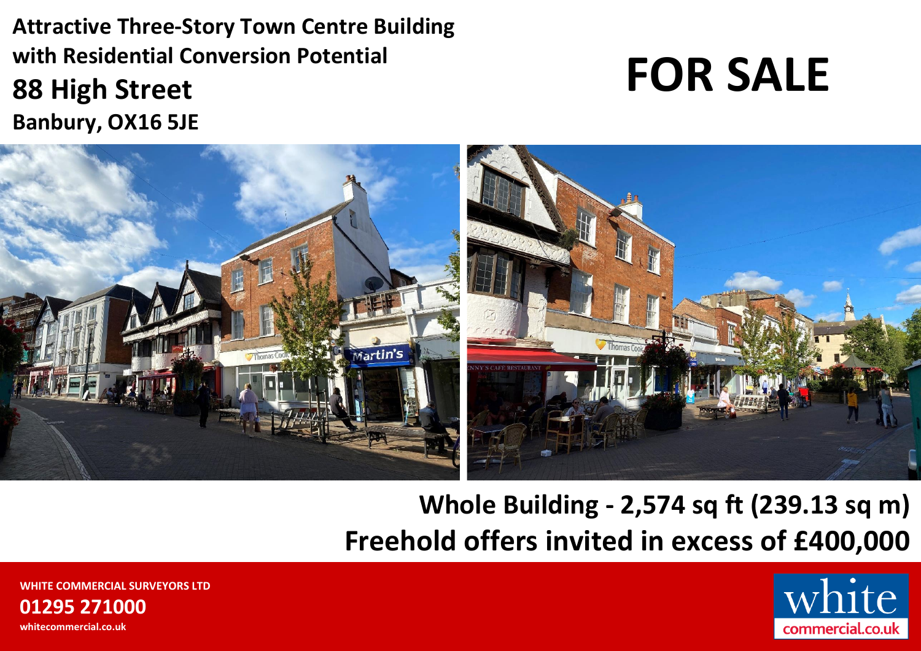# Attractive Three-Story Town Centre Building with Residential Conversion Potential

## 88 High Street

**Banbury, OX16 5JE**

# FOR SALE

**Whole Building - 2,574 sq ft (239.13 sq m)**

**Freehold offers invited in excess of £400,000**

**WHITE COMMERCIAL SURVEYORS LTD**

**01295 271000**

**whitecommercial.co.uk**

white commercial.co.uk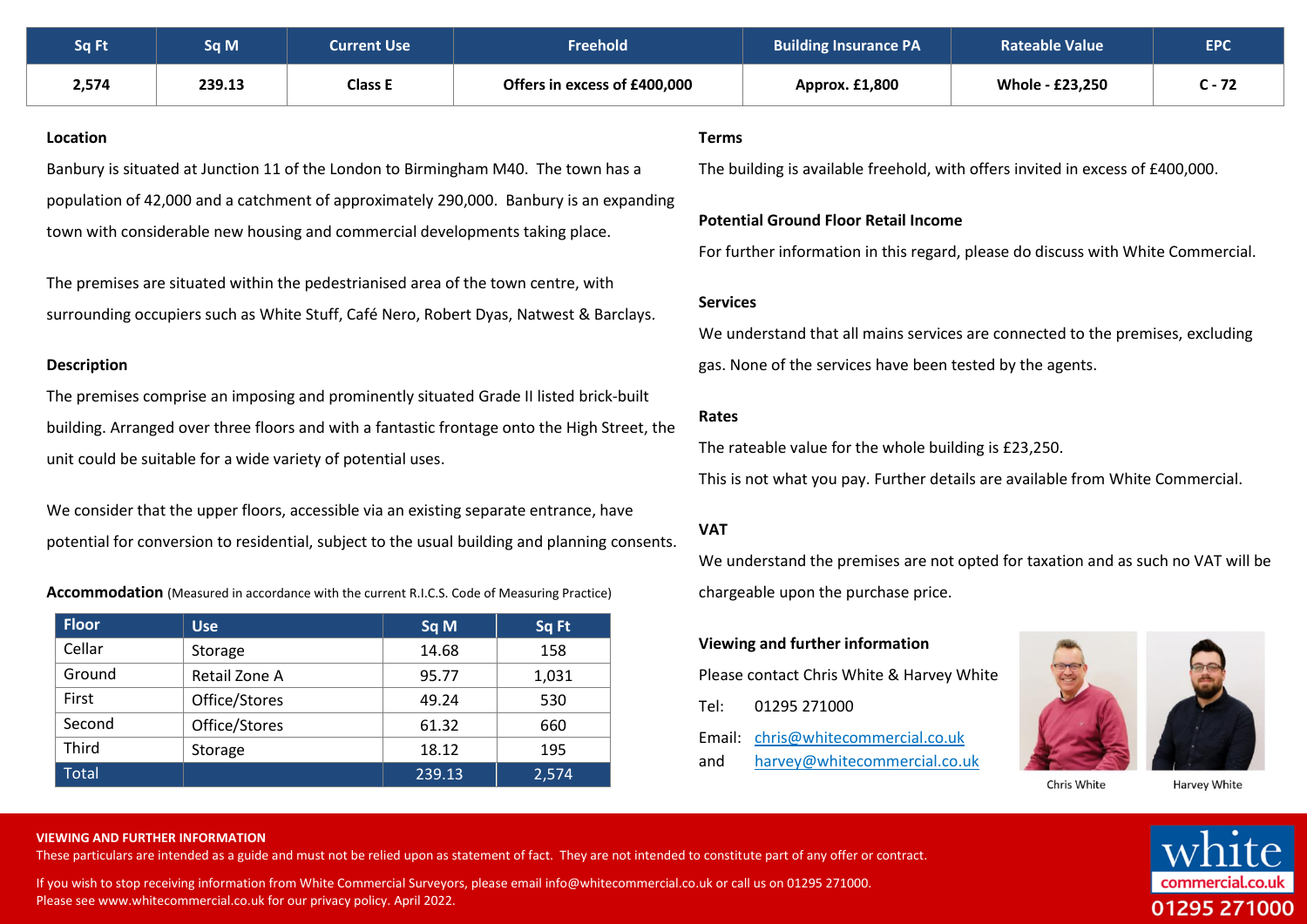| Sq Ft | Sq M | Current Use | Freehold | Building Insurance PA | Rateable Value | EPC |
| --- | --- | --- | --- | --- | --- | --- |
| 2,574 | 239.13 | Class E | Offers in excess of £400,000 | Approx. £1,800 | Whole - £23,250 | C - 72 |

**Location**

Banbury is situated at Junction 11 of the London to Birmingham M40. The town has a population of 42,000 and a catchment of approximately 290,000. Banbury is an expanding town with considerable new housing and commercial developments taking place.

The premises are situated within the pedestrianised area of the town centre, with surrounding occupiers such as White Stuff, Café Nero, Robert Dyas, Natwest & Barclays.

**Description**

The premises comprise an imposing and prominently situated Grade II listed brick-built building. Arranged over three floors and with a fantastic frontage onto the High Street, the unit could be suitable for a wide variety of potential uses.

We consider that the upper floors, accessible via an existing separate entrance, have potential for conversion to residential, subject to the usual building and planning consents.

**Accommodation** (Measured in accordance with the current R.I.C.S. Code of Measuring Practice)

| Floor | Use | Sq M | Sq Ft |
| --- | --- | --- | --- |
| Cellar | Storage | 14.68 | 158 |
| Ground | Retail Zone A | 95.77 | 1,031 |
| First | Office/Stores | 49.24 | 530 |
| Second | Office/Stores | 61.32 | 660 |
| Third | Storage | 18.12 | 195 |
| Total | | 239.13 | 2,574 |

**Terms**

The building is available freehold, with offers invited in excess of £400,000.

**Potential Ground Floor Retail Income**

For further information in this regard, please do discuss with White Commercial.

**Services**

We understand that all mains services are connected to the premises, excluding gas. None of the services have been tested by the agents.

**Rates**

The rateable value for the whole building is £23,250.

This is not what you pay. Further details are available from White Commercial.

**VAT**

We understand the premises are not opted for taxation and as such no VAT will be chargeable upon the purchase price.

**Viewing and further information**

Please contact Chris White & Harvey White

Tel: 01295 271000

Email: chris@whitecommercial.co.uk

and harvey@whitecommercial.co.uk

Chris White

Harvey White

**VIEWING AND FURTHER INFORMATION**

These particulars are intended as a guide and must not be relied upon as statement of fact. They are not intended to constitute part of any offer or contract.

If you wish to stop receiving information from White Commercial Surveyors, please email info@whitecommercial.co.uk or call us on 01295 271000.
Please see www.whitecommercial.co.uk for our privacy policy. April 2022.

white commercial.co.uk 01295 271000